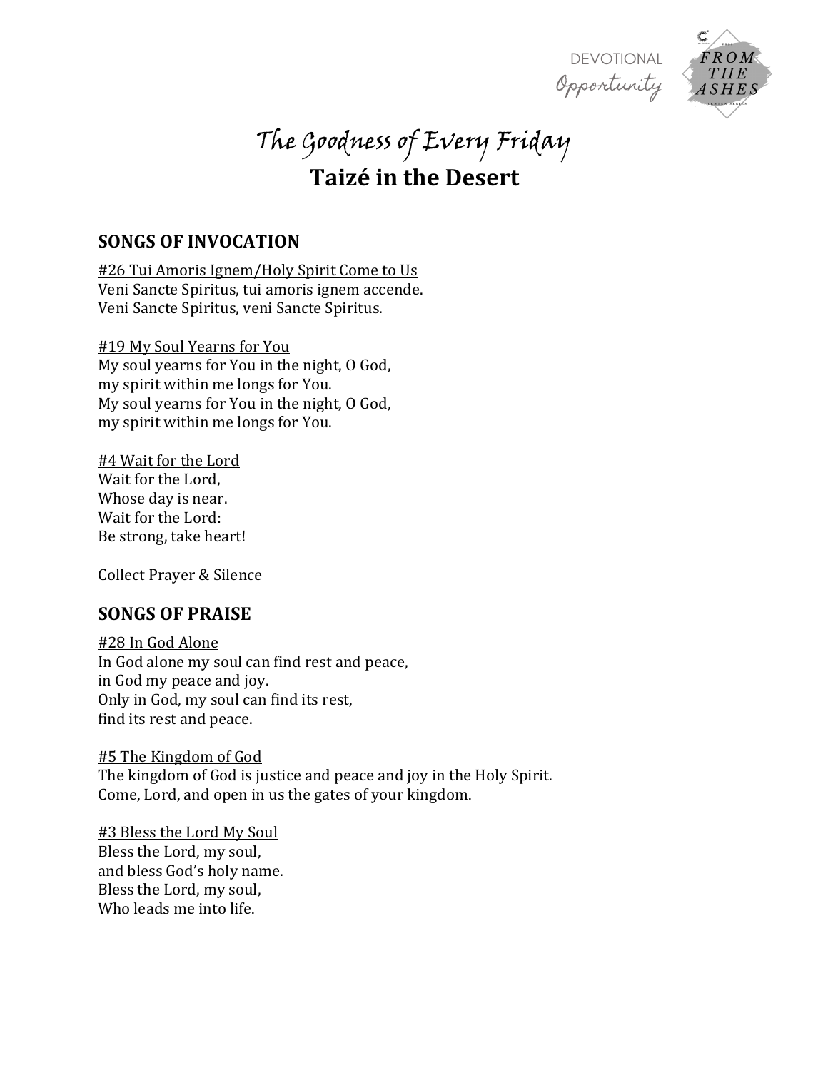# The Goodness of Every Friday

## Taizé in the Desert

### SONGS OF INVOCATION

<u>#26 Tui Amoris Ignem/Holy Spirit Come to Us</u>
Veni Sancte Spiritus, tui amoris ignem accende.
Veni Sancte Spiritus, veni Sancte Spiritus.

<u>#19 My Soul Yearns for You</u>
My soul yearns for You in the night, O God,
my spirit within me longs for You.
My soul yearns for You in the night, O God,
my spirit within me longs for You.

<u>#4 Wait for the Lord</u>
Wait for the Lord,
Whose day is near.
Wait for the Lord:
Be strong, take heart!

Collect Prayer & Silence

### SONGS OF PRAISE

<u>#28 In God Alone</u>
In God alone my soul can find rest and peace,
in God my peace and joy.
Only in God, my soul can find its rest,
find its rest and peace.

<u>#5 The Kingdom of God</u>
The kingdom of God is justice and peace and joy in the Holy Spirit.
Come, Lord, and open in us the gates of your kingdom.

<u>#3 Bless the Lord My Soul</u>
Bless the Lord, my soul,
and bless God's holy name.
Bless the Lord, my soul,
Who leads me into life.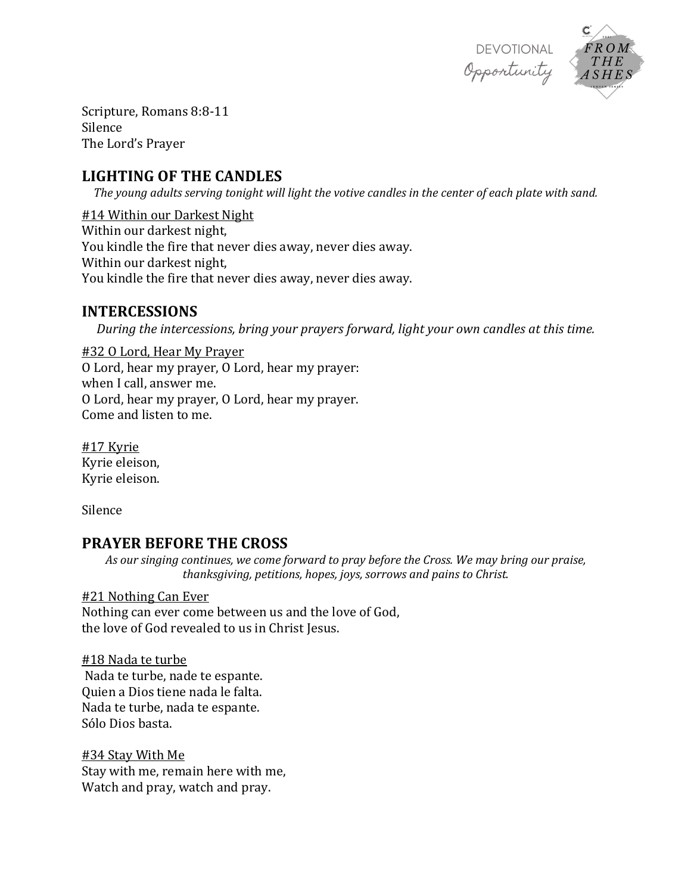Scripture, Romans 8:8-11
Silence
The Lord's Prayer

## LIGHTING OF THE CANDLES

*The young adults serving tonight will light the votive candles in the center of each plate with sand.*

#14 Within our Darkest Night
Within our darkest night,
You kindle the fire that never dies away, never dies away.
Within our darkest night,
You kindle the fire that never dies away, never dies away.

## INTERCESSIONS

*During the intercessions, bring your prayers forward, light your own candles at this time.*

#32 O Lord, Hear My Prayer
O Lord, hear my prayer, O Lord, hear my prayer:
when I call, answer me.
O Lord, hear my prayer, O Lord, hear my prayer.
Come and listen to me.

#17 Kyrie
Kyrie eleison,
Kyrie eleison.

Silence

## PRAYER BEFORE THE CROSS

*As our singing continues, we come forward to pray before the Cross. We may bring our praise, thanksgiving, petitions, hopes, joys, sorrows and pains to Christ.*

#21 Nothing Can Ever
Nothing can ever come between us and the love of God,
the love of God revealed to us in Christ Jesus.

#18 Nada te turbe
Nada te turbe, nade te espante.
Quien a Dios tiene nada le falta.
Nada te turbe, nada te espante.
Sólo Dios basta.

#34 Stay With Me
Stay with me, remain here with me,
Watch and pray, watch and pray.